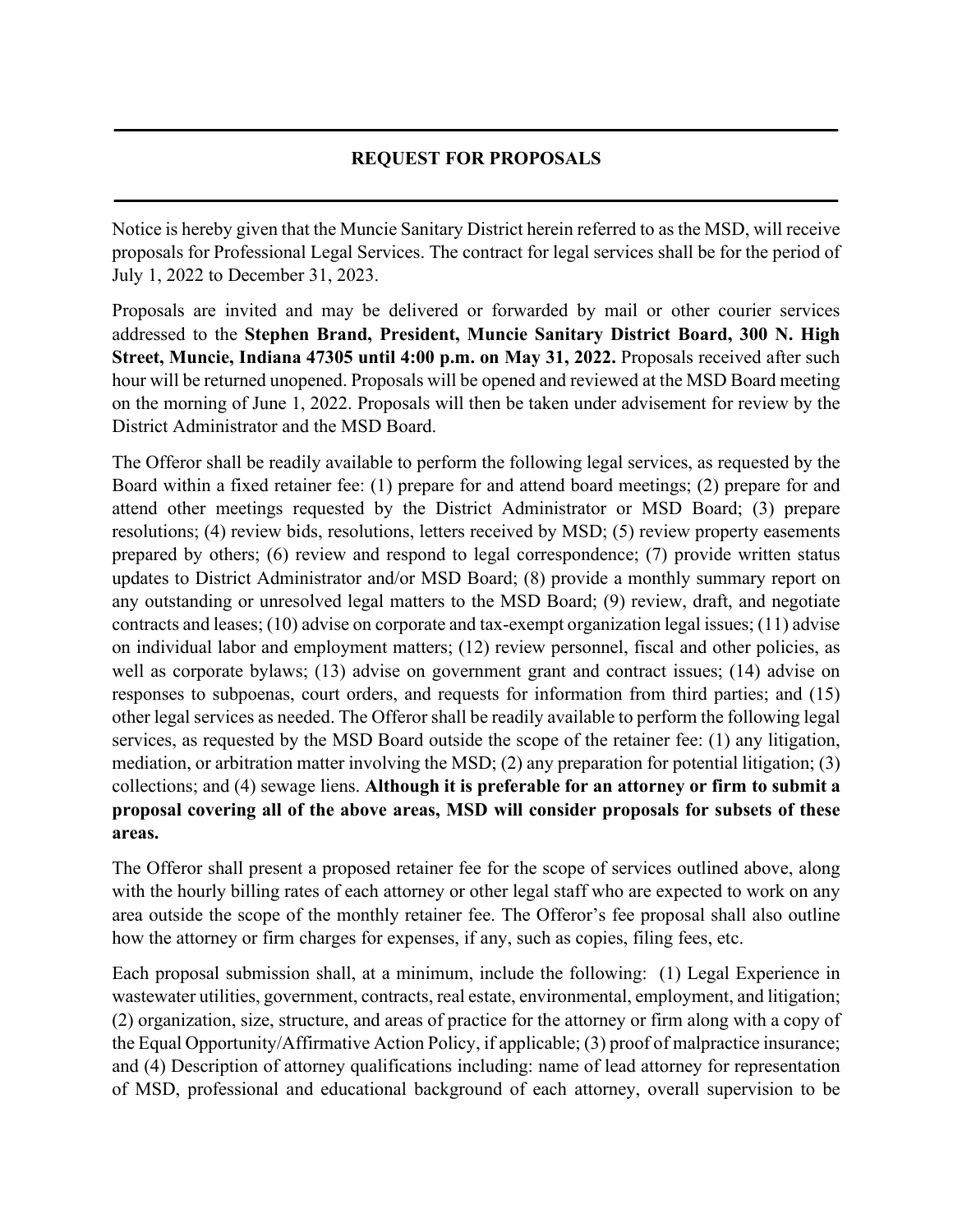# REQUEST FOR PROPOSALS

Notice is hereby given that the Muncie Sanitary District herein referred to as the MSD, will receive proposals for Professional Legal Services. The contract for legal services shall be for the period of July 1, 2022 to December 31, 2023.

Proposals are invited and may be delivered or forwarded by mail or other courier services addressed to the **Stephen Brand, President, Muncie Sanitary District Board, 300 N. High Street, Muncie, Indiana 47305 until 4:00 p.m. on May 31, 2022.** Proposals received after such hour will be returned unopened. Proposals will be opened and reviewed at the MSD Board meeting on the morning of June 1, 2022. Proposals will then be taken under advisement for review by the District Administrator and the MSD Board.

The Offeror shall be readily available to perform the following legal services, as requested by the Board within a fixed retainer fee: (1) prepare for and attend board meetings; (2) prepare for and attend other meetings requested by the District Administrator or MSD Board; (3) prepare resolutions; (4) review bids, resolutions, letters received by MSD; (5) review property easements prepared by others; (6) review and respond to legal correspondence; (7) provide written status updates to District Administrator and/or MSD Board; (8) provide a monthly summary report on any outstanding or unresolved legal matters to the MSD Board; (9) review, draft, and negotiate contracts and leases; (10) advise on corporate and tax-exempt organization legal issues; (11) advise on individual labor and employment matters; (12) review personnel, fiscal and other policies, as well as corporate bylaws; (13) advise on government grant and contract issues; (14) advise on responses to subpoenas, court orders, and requests for information from third parties; and (15) other legal services as needed. The Offeror shall be readily available to perform the following legal services, as requested by the MSD Board outside the scope of the retainer fee: (1) any litigation, mediation, or arbitration matter involving the MSD; (2) any preparation for potential litigation; (3) collections; and (4) sewage liens. **Although it is preferable for an attorney or firm to submit a proposal covering all of the above areas, MSD will consider proposals for subsets of these areas.**

The Offeror shall present a proposed retainer fee for the scope of services outlined above, along with the hourly billing rates of each attorney or other legal staff who are expected to work on any area outside the scope of the monthly retainer fee. The Offeror's fee proposal shall also outline how the attorney or firm charges for expenses, if any, such as copies, filing fees, etc.

Each proposal submission shall, at a minimum, include the following: (1) Legal Experience in wastewater utilities, government, contracts, real estate, environmental, employment, and litigation; (2) organization, size, structure, and areas of practice for the attorney or firm along with a copy of the Equal Opportunity/Affirmative Action Policy, if applicable; (3) proof of malpractice insurance; and (4) Description of attorney qualifications including: name of lead attorney for representation of MSD, professional and educational background of each attorney, overall supervision to be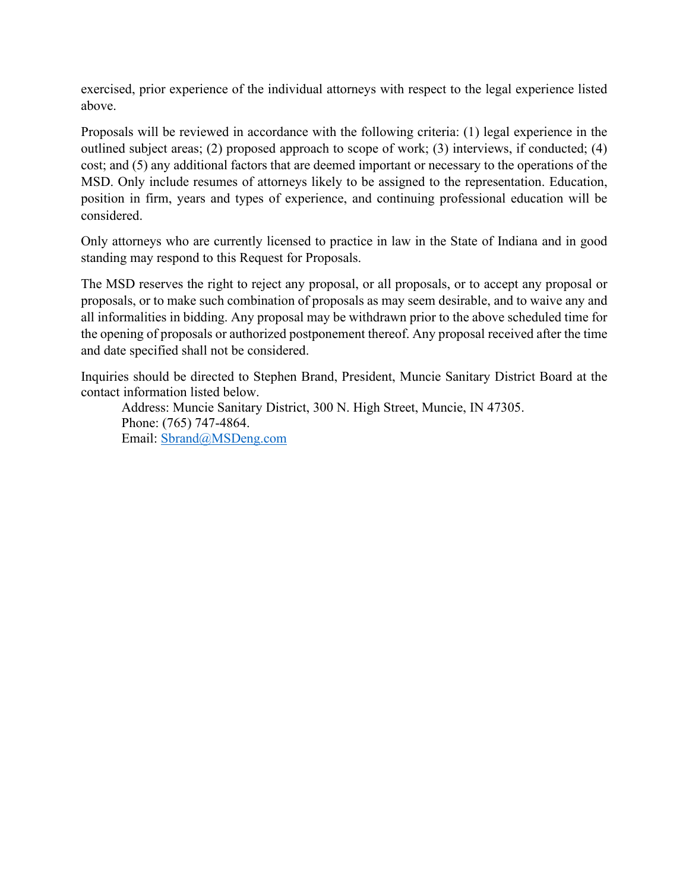exercised, prior experience of the individual attorneys with respect to the legal experience listed above.

Proposals will be reviewed in accordance with the following criteria: (1) legal experience in the outlined subject areas; (2) proposed approach to scope of work; (3) interviews, if conducted; (4) cost; and (5) any additional factors that are deemed important or necessary to the operations of the MSD. Only include resumes of attorneys likely to be assigned to the representation. Education, position in firm, years and types of experience, and continuing professional education will be considered.

Only attorneys who are currently licensed to practice in law in the State of Indiana and in good standing may respond to this Request for Proposals.

The MSD reserves the right to reject any proposal, or all proposals, or to accept any proposal or proposals, or to make such combination of proposals as may seem desirable, and to waive any and all informalities in bidding. Any proposal may be withdrawn prior to the above scheduled time for the opening of proposals or authorized postponement thereof. Any proposal received after the time and date specified shall not be considered.

Inquiries should be directed to Stephen Brand, President, Muncie Sanitary District Board at the contact information listed below.

Address: Muncie Sanitary District, 300 N. High Street, Muncie, IN 47305.
Phone: (765) 747-4864.
Email: Sbrand@MSDeng.com